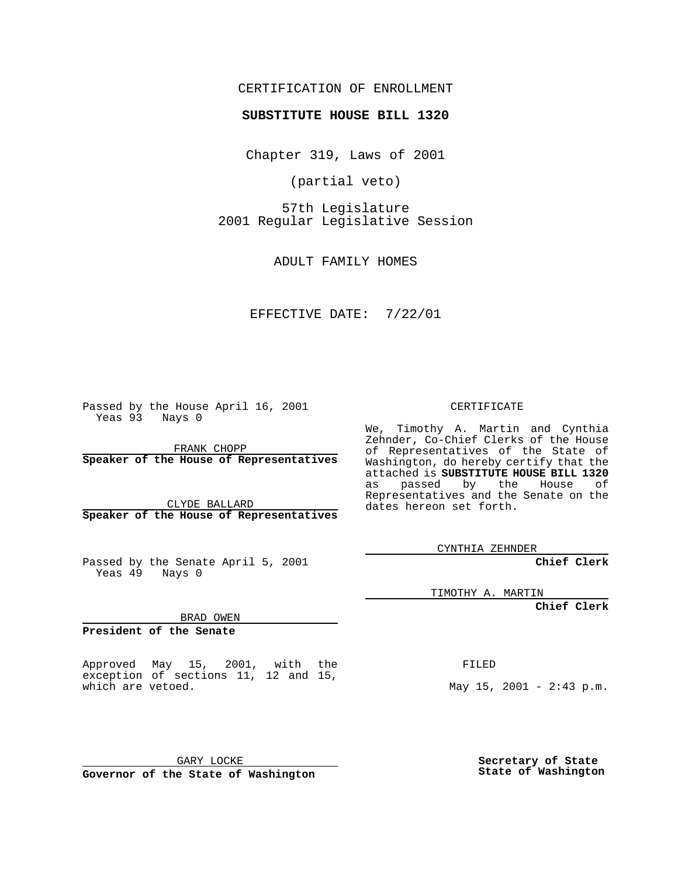CERTIFICATION OF ENROLLMENT

**SUBSTITUTE HOUSE BILL 1320**

Chapter 319, Laws of 2001

(partial veto)

57th Legislature
2001 Regular Legislative Session

ADULT FAMILY HOMES

EFFECTIVE DATE: 7/22/01

Passed by the House April 16, 2001
Yeas 93 Nays 0

FRANK CHOPP
**Speaker of the House of Representatives**

CLYDE BALLARD
**Speaker of the House of Representatives**

Passed by the Senate April 5, 2001
Yeas 49 Nays 0

BRAD OWEN
**President of the Senate**

Approved May 15, 2001, with the exception of sections 11, 12 and 15, which are vetoed.

GARY LOCKE
**Governor of the State of Washington**

CERTIFICATE

We, Timothy A. Martin and Cynthia Zehnder, Co-Chief Clerks of the House of Representatives of the State of Washington, do hereby certify that the attached is **SUBSTITUTE HOUSE BILL 1320** as passed by the House of Representatives and the Senate on the dates hereon set forth.

CYNTHIA ZEHNDER
**Chief Clerk**

TIMOTHY A. MARTIN
**Chief Clerk**

FILED

May 15, 2001 - 2:43 p.m.

**Secretary of State**
**State of Washington**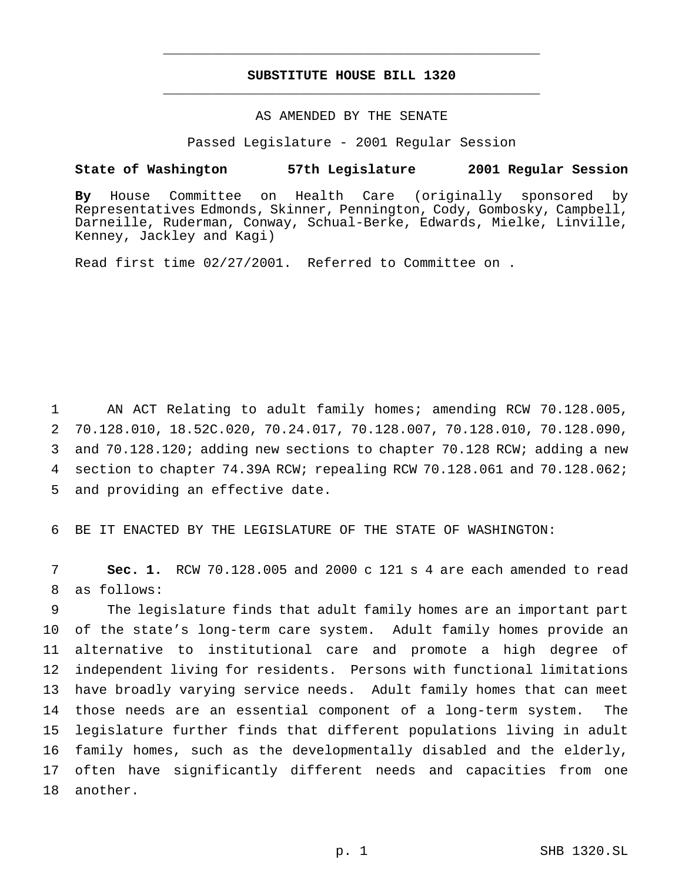# SUBSTITUTE HOUSE BILL 1320

AS AMENDED BY THE SENATE

Passed Legislature - 2001 Regular Session

**State of Washington 57th Legislature 2001 Regular Session**

**By** House Committee on Health Care (originally sponsored by Representatives Edmonds, Skinner, Pennington, Cody, Gombosky, Campbell, Darneille, Ruderman, Conway, Schual-Berke, Edwards, Mielke, Linville, Kenney, Jackley and Kagi)

Read first time 02/27/2001. Referred to Committee on .

AN ACT Relating to adult family homes; amending RCW 70.128.005, 70.128.010, 18.52C.020, 70.24.017, 70.128.007, 70.128.010, 70.128.090, and 70.128.120; adding new sections to chapter 70.128 RCW; adding a new section to chapter 74.39A RCW; repealing RCW 70.128.061 and 70.128.062; and providing an effective date.

BE IT ENACTED BY THE LEGISLATURE OF THE STATE OF WASHINGTON:

**Sec. 1.** RCW 70.128.005 and 2000 c 121 s 4 are each amended to read as follows:

The legislature finds that adult family homes are an important part of the state's long-term care system. Adult family homes provide an alternative to institutional care and promote a high degree of independent living for residents. Persons with functional limitations have broadly varying service needs. Adult family homes that can meet those needs are an essential component of a long-term system. The legislature further finds that different populations living in adult family homes, such as the developmentally disabled and the elderly, often have significantly different needs and capacities from one another.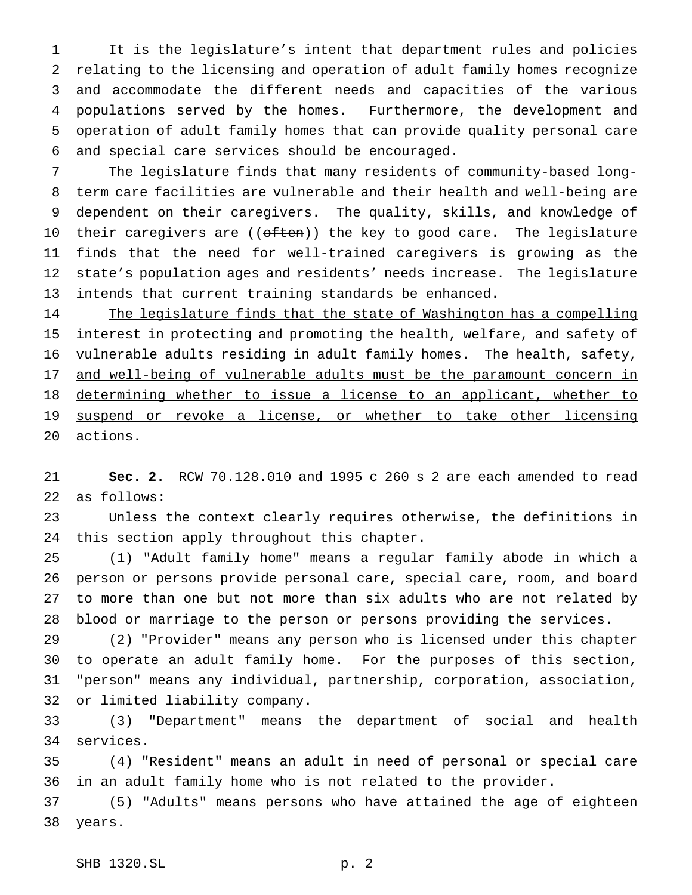It is the legislature's intent that department rules and policies relating to the licensing and operation of adult family homes recognize and accommodate the different needs and capacities of the various populations served by the homes. Furthermore, the development and operation of adult family homes that can provide quality personal care and special care services should be encouraged.

The legislature finds that many residents of community-based long-term care facilities are vulnerable and their health and well-being are dependent on their caregivers. The quality, skills, and knowledge of their caregivers are ((~~often~~)) the key to good care. The legislature finds that the need for well-trained caregivers is growing as the state's population ages and residents' needs increase. The legislature intends that current training standards be enhanced.

<u>The legislature finds that the state of Washington has a compelling interest in protecting and promoting the health, welfare, and safety of vulnerable adults residing in adult family homes. The health, safety, and well-being of vulnerable adults must be the paramount concern in determining whether to issue a license to an applicant, whether to suspend or revoke a license, or whether to take other licensing actions.</u>

**Sec. 2.** RCW 70.128.010 and 1995 c 260 s 2 are each amended to read as follows:

Unless the context clearly requires otherwise, the definitions in this section apply throughout this chapter.

(1) "Adult family home" means a regular family abode in which a person or persons provide personal care, special care, room, and board to more than one but not more than six adults who are not related by blood or marriage to the person or persons providing the services.

(2) "Provider" means any person who is licensed under this chapter to operate an adult family home. For the purposes of this section, "person" means any individual, partnership, corporation, association, or limited liability company.

(3) "Department" means the department of social and health services.

(4) "Resident" means an adult in need of personal or special care in an adult family home who is not related to the provider.

(5) "Adults" means persons who have attained the age of eighteen years.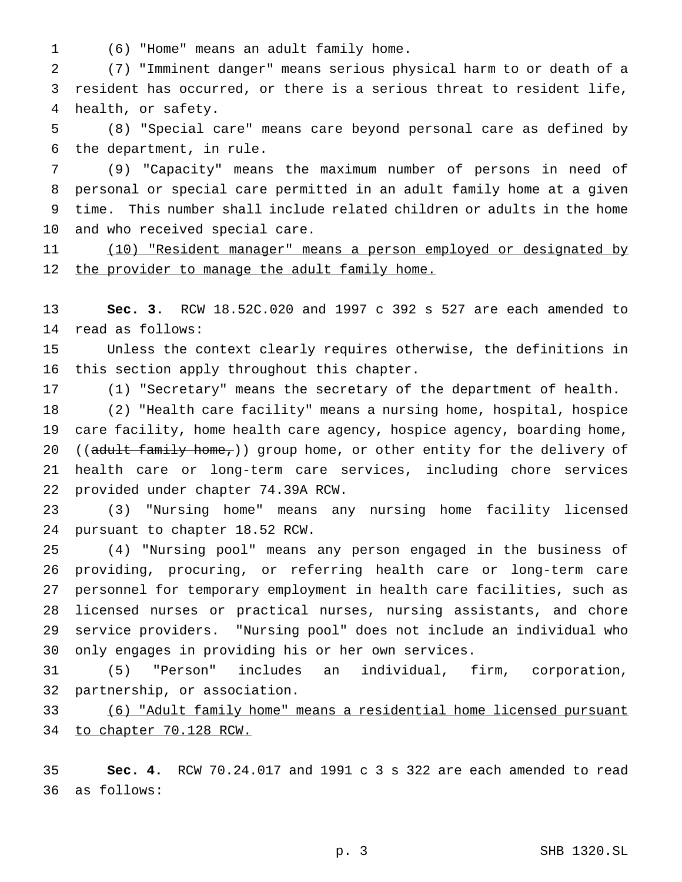(6) "Home" means an adult family home.

(7) "Imminent danger" means serious physical harm to or death of a resident has occurred, or there is a serious threat to resident life, health, or safety.

(8) "Special care" means care beyond personal care as defined by the department, in rule.

(9) "Capacity" means the maximum number of persons in need of personal or special care permitted in an adult family home at a given time. This number shall include related children or adults in the home and who received special care.

<u>(10) "Resident manager" means a person employed or designated by the provider to manage the adult family home.</u>

**Sec. 3.** RCW 18.52C.020 and 1997 c 392 s 527 are each amended to read as follows:

Unless the context clearly requires otherwise, the definitions in this section apply throughout this chapter.

(1) "Secretary" means the secretary of the department of health.

(2) "Health care facility" means a nursing home, hospital, hospice care facility, home health care agency, hospice agency, boarding home, ((~~adult family home,~~)) group home, or other entity for the delivery of health care or long-term care services, including chore services provided under chapter 74.39A RCW.

(3) "Nursing home" means any nursing home facility licensed pursuant to chapter 18.52 RCW.

(4) "Nursing pool" means any person engaged in the business of providing, procuring, or referring health care or long-term care personnel for temporary employment in health care facilities, such as licensed nurses or practical nurses, nursing assistants, and chore service providers. "Nursing pool" does not include an individual who only engages in providing his or her own services.

(5) "Person" includes an individual, firm, corporation, partnership, or association.

<u>(6) "Adult family home" means a residential home licensed pursuant to chapter 70.128 RCW.</u>

**Sec. 4.** RCW 70.24.017 and 1991 c 3 s 322 are each amended to read as follows: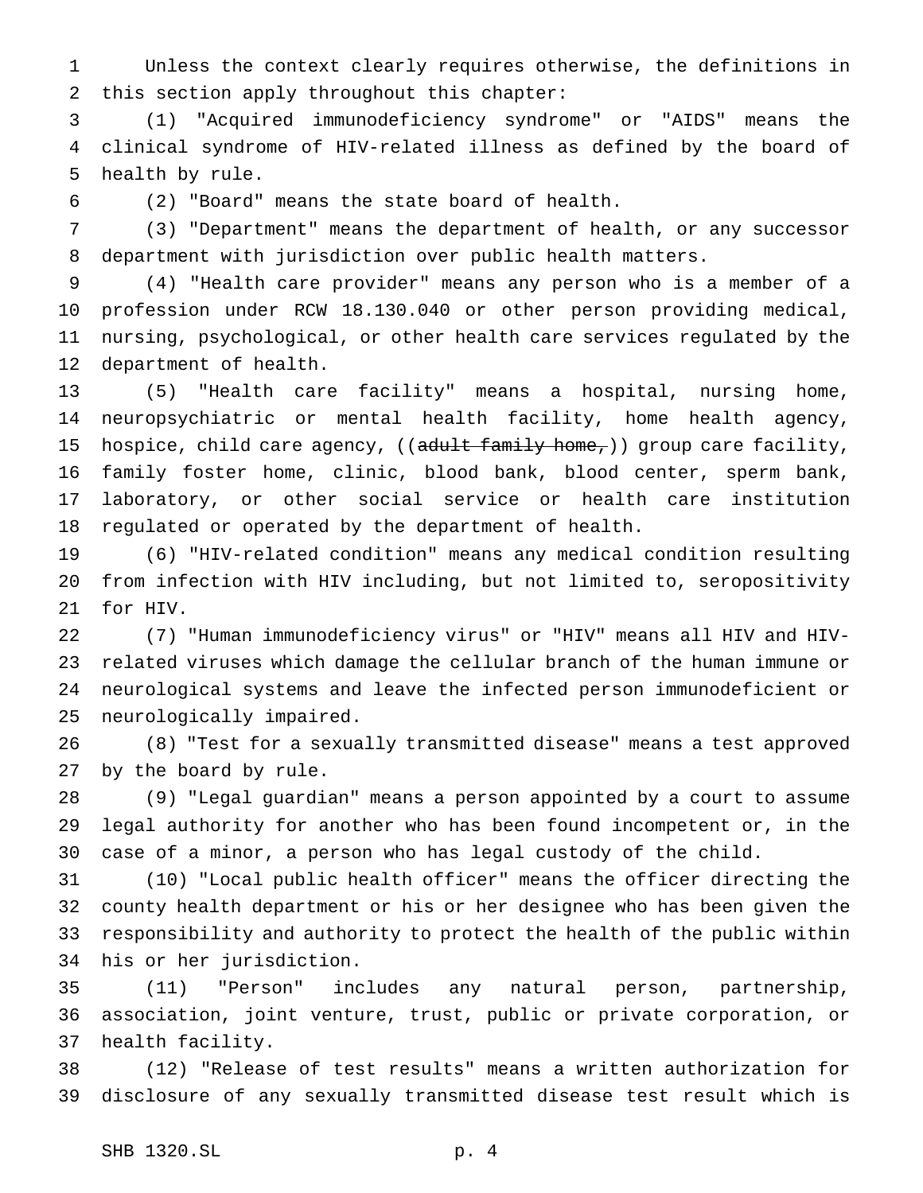Unless the context clearly requires otherwise, the definitions in this section apply throughout this chapter:

(1) "Acquired immunodeficiency syndrome" or "AIDS" means the clinical syndrome of HIV-related illness as defined by the board of health by rule.

(2) "Board" means the state board of health.

(3) "Department" means the department of health, or any successor department with jurisdiction over public health matters.

(4) "Health care provider" means any person who is a member of a profession under RCW 18.130.040 or other person providing medical, nursing, psychological, or other health care services regulated by the department of health.

(5) "Health care facility" means a hospital, nursing home, neuropsychiatric or mental health facility, home health agency, hospice, child care agency, ((~~adult family home,~~)) group care facility, family foster home, clinic, blood bank, blood center, sperm bank, laboratory, or other social service or health care institution regulated or operated by the department of health.

(6) "HIV-related condition" means any medical condition resulting from infection with HIV including, but not limited to, seropositivity for HIV.

(7) "Human immunodeficiency virus" or "HIV" means all HIV and HIV-related viruses which damage the cellular branch of the human immune or neurological systems and leave the infected person immunodeficient or neurologically impaired.

(8) "Test for a sexually transmitted disease" means a test approved by the board by rule.

(9) "Legal guardian" means a person appointed by a court to assume legal authority for another who has been found incompetent or, in the case of a minor, a person who has legal custody of the child.

(10) "Local public health officer" means the officer directing the county health department or his or her designee who has been given the responsibility and authority to protect the health of the public within his or her jurisdiction.

(11) "Person" includes any natural person, partnership, association, joint venture, trust, public or private corporation, or health facility.

(12) "Release of test results" means a written authorization for disclosure of any sexually transmitted disease test result which is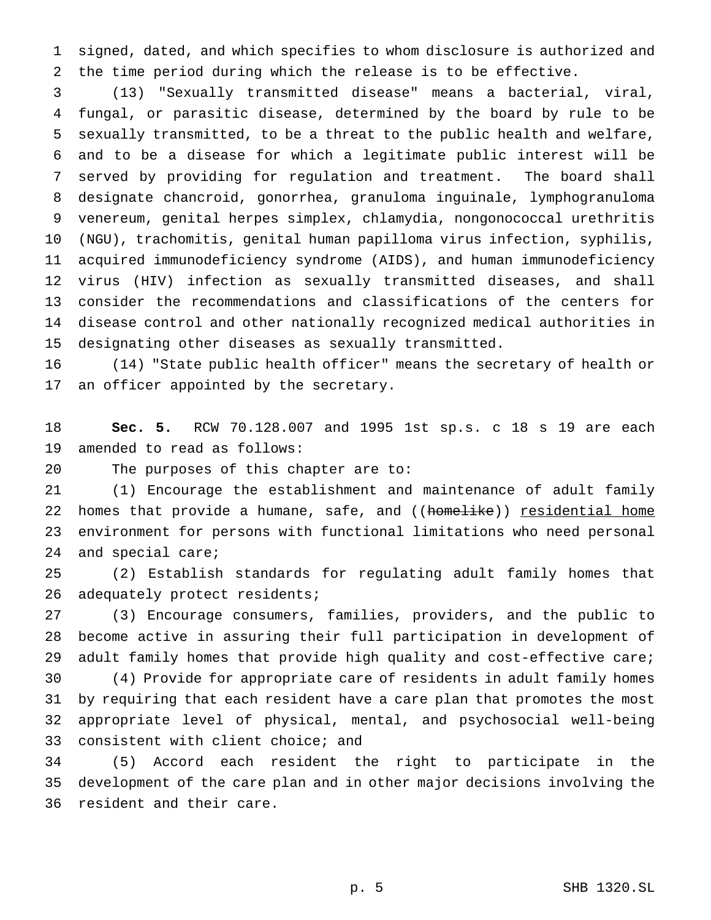signed, dated, and which specifies to whom disclosure is authorized and the time period during which the release is to be effective.

(13) "Sexually transmitted disease" means a bacterial, viral, fungal, or parasitic disease, determined by the board by rule to be sexually transmitted, to be a threat to the public health and welfare, and to be a disease for which a legitimate public interest will be served by providing for regulation and treatment. The board shall designate chancroid, gonorrhea, granuloma inguinale, lymphogranuloma venereum, genital herpes simplex, chlamydia, nongonococcal urethritis (NGU), trachomitis, genital human papilloma virus infection, syphilis, acquired immunodeficiency syndrome (AIDS), and human immunodeficiency virus (HIV) infection as sexually transmitted diseases, and shall consider the recommendations and classifications of the centers for disease control and other nationally recognized medical authorities in designating other diseases as sexually transmitted.

(14) "State public health officer" means the secretary of health or an officer appointed by the secretary.

**Sec. 5.** RCW 70.128.007 and 1995 1st sp.s. c 18 s 19 are each amended to read as follows:

The purposes of this chapter are to:

(1) Encourage the establishment and maintenance of adult family homes that provide a humane, safe, and ((~~homelike~~)) <u>residential home</u> environment for persons with functional limitations who need personal and special care;

(2) Establish standards for regulating adult family homes that adequately protect residents;

(3) Encourage consumers, families, providers, and the public to become active in assuring their full participation in development of adult family homes that provide high quality and cost-effective care;

(4) Provide for appropriate care of residents in adult family homes by requiring that each resident have a care plan that promotes the most appropriate level of physical, mental, and psychosocial well-being consistent with client choice; and

(5) Accord each resident the right to participate in the development of the care plan and in other major decisions involving the resident and their care.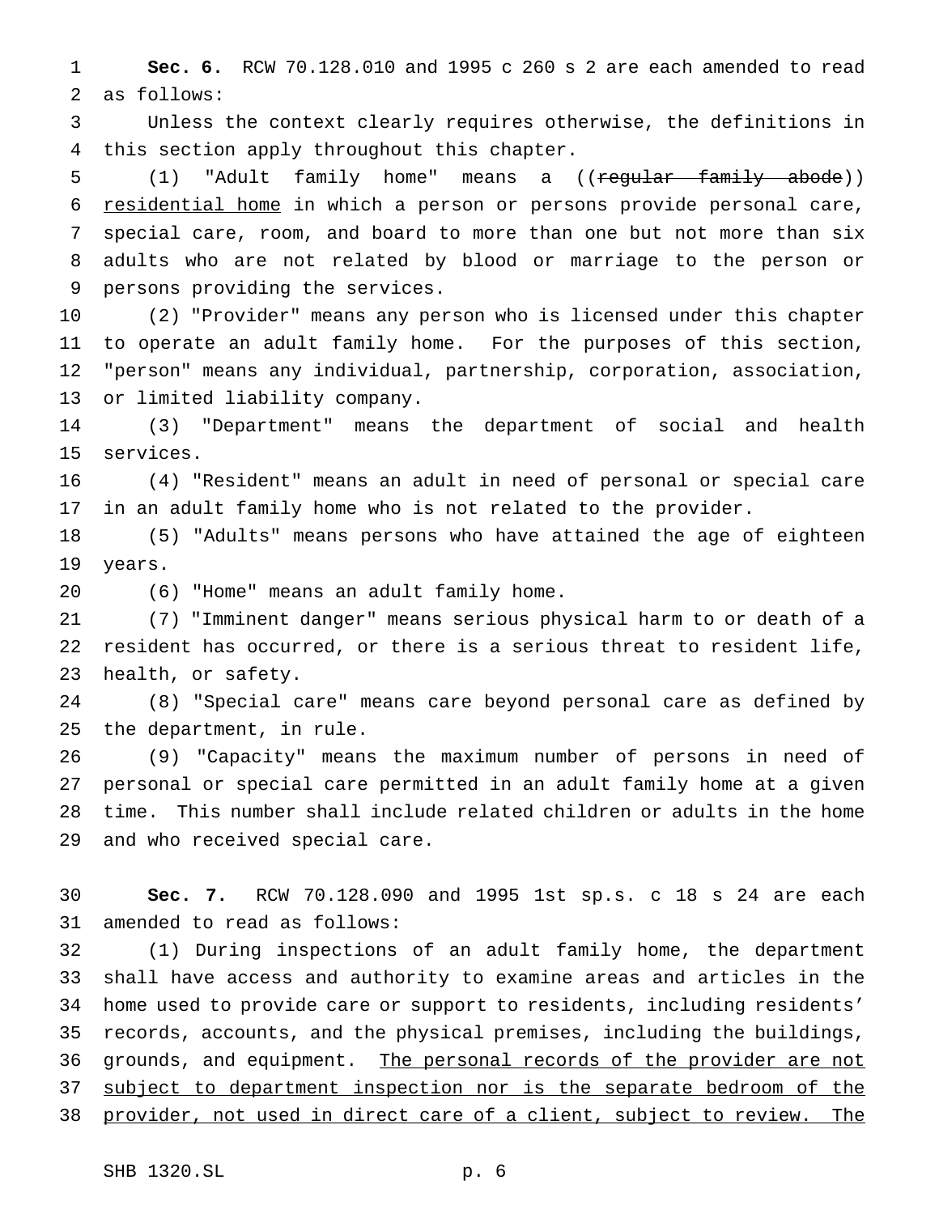**Sec. 6.** RCW 70.128.010 and 1995 c 260 s 2 are each amended to read as follows:

Unless the context clearly requires otherwise, the definitions in this section apply throughout this chapter.

(1) "Adult family home" means a ((~~regular family abode~~)) <u>residential home</u> in which a person or persons provide personal care, special care, room, and board to more than one but not more than six adults who are not related by blood or marriage to the person or persons providing the services.

(2) "Provider" means any person who is licensed under this chapter to operate an adult family home. For the purposes of this section, "person" means any individual, partnership, corporation, association, or limited liability company.

(3) "Department" means the department of social and health services.

(4) "Resident" means an adult in need of personal or special care in an adult family home who is not related to the provider.

(5) "Adults" means persons who have attained the age of eighteen years.

(6) "Home" means an adult family home.

(7) "Imminent danger" means serious physical harm to or death of a resident has occurred, or there is a serious threat to resident life, health, or safety.

(8) "Special care" means care beyond personal care as defined by the department, in rule.

(9) "Capacity" means the maximum number of persons in need of personal or special care permitted in an adult family home at a given time. This number shall include related children or adults in the home and who received special care.

**Sec. 7.** RCW 70.128.090 and 1995 1st sp.s. c 18 s 24 are each amended to read as follows:

(1) During inspections of an adult family home, the department shall have access and authority to examine areas and articles in the home used to provide care or support to residents, including residents' records, accounts, and the physical premises, including the buildings, grounds, and equipment. <u>The personal records of the provider are not subject to department inspection nor is the separate bedroom of the provider, not used in direct care of a client, subject to review. The</u>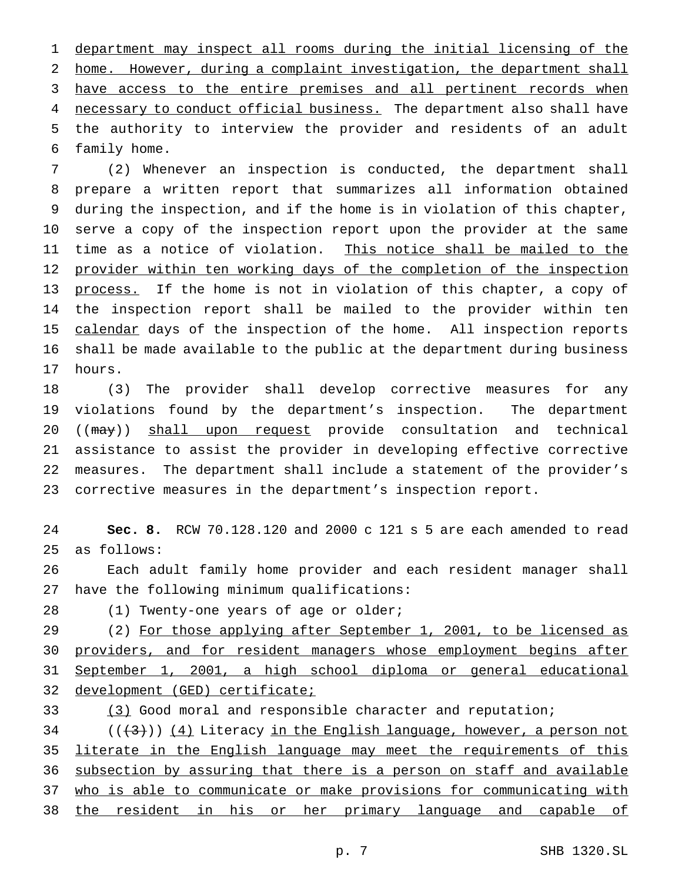department may inspect all rooms during the initial licensing of the home. However, during a complaint investigation, the department shall have access to the entire premises and all pertinent records when necessary to conduct official business. The department also shall have the authority to interview the provider and residents of an adult family home.

(2) Whenever an inspection is conducted, the department shall prepare a written report that summarizes all information obtained during the inspection, and if the home is in violation of this chapter, serve a copy of the inspection report upon the provider at the same time as a notice of violation. This notice shall be mailed to the provider within ten working days of the completion of the inspection process. If the home is not in violation of this chapter, a copy of the inspection report shall be mailed to the provider within ten calendar days of the inspection of the home. All inspection reports shall be made available to the public at the department during business hours.

(3) The provider shall develop corrective measures for any violations found by the department's inspection. The department ((~~may~~)) shall upon request provide consultation and technical assistance to assist the provider in developing effective corrective measures. The department shall include a statement of the provider's corrective measures in the department's inspection report.

**Sec. 8.** RCW 70.128.120 and 2000 c 121 s 5 are each amended to read as follows:

Each adult family home provider and each resident manager shall have the following minimum qualifications:

(1) Twenty-one years of age or older;

(2) For those applying after September 1, 2001, to be licensed as providers, and for resident managers whose employment begins after September 1, 2001, a high school diploma or general educational development (GED) certificate;

(3) Good moral and responsible character and reputation;

((~~(3)~~)) (4) Literacy in the English language, however, a person not literate in the English language may meet the requirements of this subsection by assuring that there is a person on staff and available who is able to communicate or make provisions for communicating with the resident in his or her primary language and capable of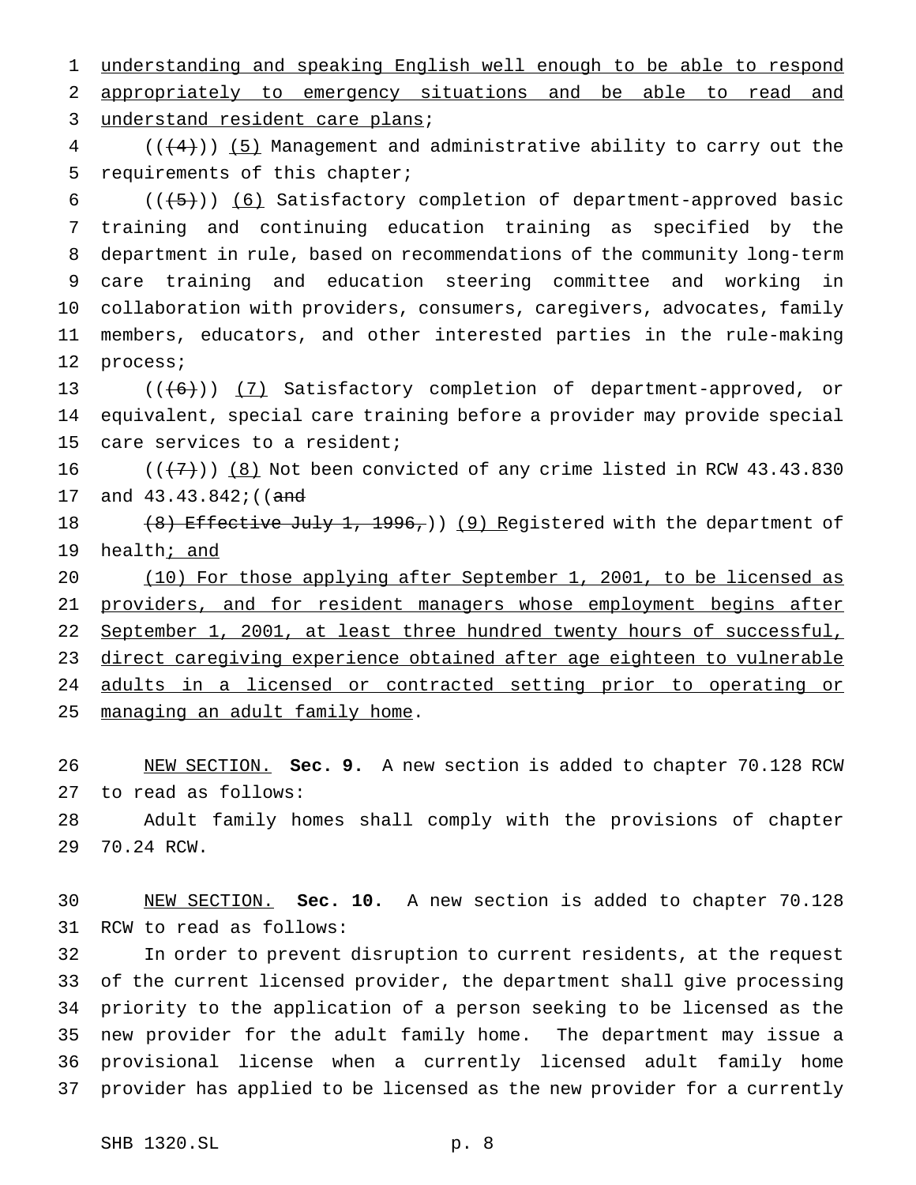understanding and speaking English well enough to be able to respond appropriately to emergency situations and be able to read and understand resident care plans;

(((4))) (5) Management and administrative ability to carry out the requirements of this chapter;

(((5))) (6) Satisfactory completion of department-approved basic training and continuing education training as specified by the department in rule, based on recommendations of the community long-term care training and education steering committee and working in collaboration with providers, consumers, caregivers, advocates, family members, educators, and other interested parties in the rule-making process;

(((6))) (7) Satisfactory completion of department-approved, or equivalent, special care training before a provider may provide special care services to a resident;

(((7))) (8) Not been convicted of any crime listed in RCW 43.43.830 and 43.43.842;((and

(8) Effective July 1, 1996,)) (9) Registered with the department of health; and

(10) For those applying after September 1, 2001, to be licensed as providers, and for resident managers whose employment begins after September 1, 2001, at least three hundred twenty hours of successful, direct caregiving experience obtained after age eighteen to vulnerable adults in a licensed or contracted setting prior to operating or managing an adult family home.

NEW SECTION. **Sec. 9.** A new section is added to chapter 70.128 RCW to read as follows:

Adult family homes shall comply with the provisions of chapter 70.24 RCW.

NEW SECTION. **Sec. 10.** A new section is added to chapter 70.128 RCW to read as follows:

In order to prevent disruption to current residents, at the request of the current licensed provider, the department shall give processing priority to the application of a person seeking to be licensed as the new provider for the adult family home. The department may issue a provisional license when a currently licensed adult family home provider has applied to be licensed as the new provider for a currently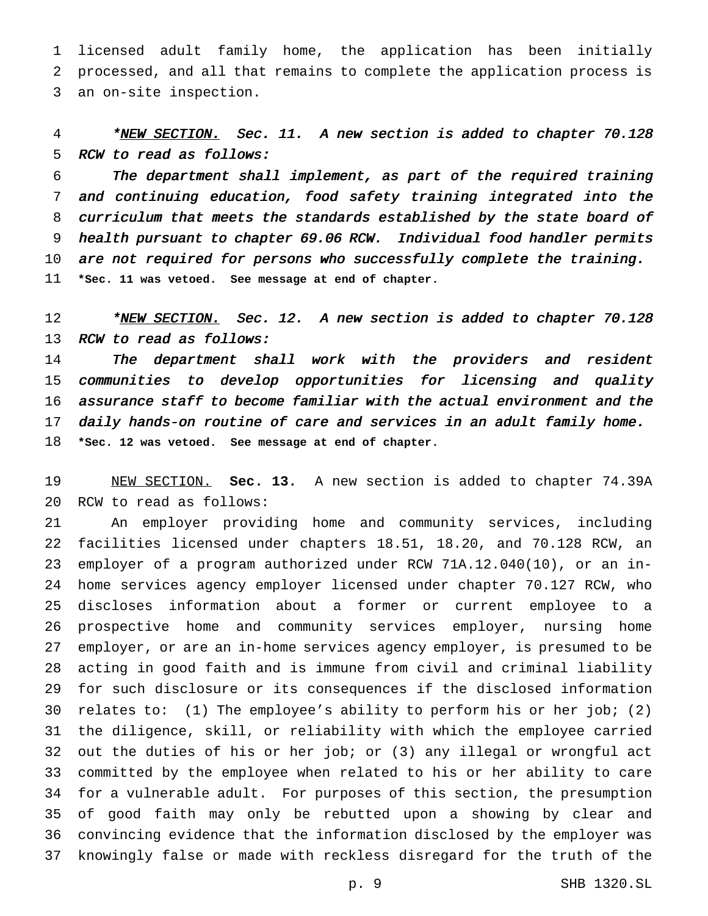licensed adult family home, the application has been initially processed, and all that remains to complete the application process is an on-site inspection.

*<u>NEW SECTION.</u> *Sec. 11. A new section is added to chapter 70.128 RCW to read as follows:*

*The department shall implement, as part of the required training and continuing education, food safety training integrated into the curriculum that meets the standards established by the state board of health pursuant to chapter 69.06 RCW. Individual food handler permits are not required for persons who successfully complete the training.*

**\*Sec. 11 was vetoed. See message at end of chapter.**

*<u>NEW SECTION.</u> *Sec. 12. A new section is added to chapter 70.128 RCW to read as follows:*

*The department shall work with the providers and resident communities to develop opportunities for licensing and quality assurance staff to become familiar with the actual environment and the daily hands-on routine of care and services in an adult family home.*

**\*Sec. 12 was vetoed. See message at end of chapter.**

<u>NEW SECTION.</u> **Sec. 13.** A new section is added to chapter 74.39A RCW to read as follows:

An employer providing home and community services, including facilities licensed under chapters 18.51, 18.20, and 70.128 RCW, an employer of a program authorized under RCW 71A.12.040(10), or an in-home services agency employer licensed under chapter 70.127 RCW, who discloses information about a former or current employee to a prospective home and community services employer, nursing home employer, or are an in-home services agency employer, is presumed to be acting in good faith and is immune from civil and criminal liability for such disclosure or its consequences if the disclosed information relates to: (1) The employee's ability to perform his or her job; (2) the diligence, skill, or reliability with which the employee carried out the duties of his or her job; or (3) any illegal or wrongful act committed by the employee when related to his or her ability to care for a vulnerable adult. For purposes of this section, the presumption of good faith may only be rebutted upon a showing by clear and convincing evidence that the information disclosed by the employer was knowingly false or made with reckless disregard for the truth of the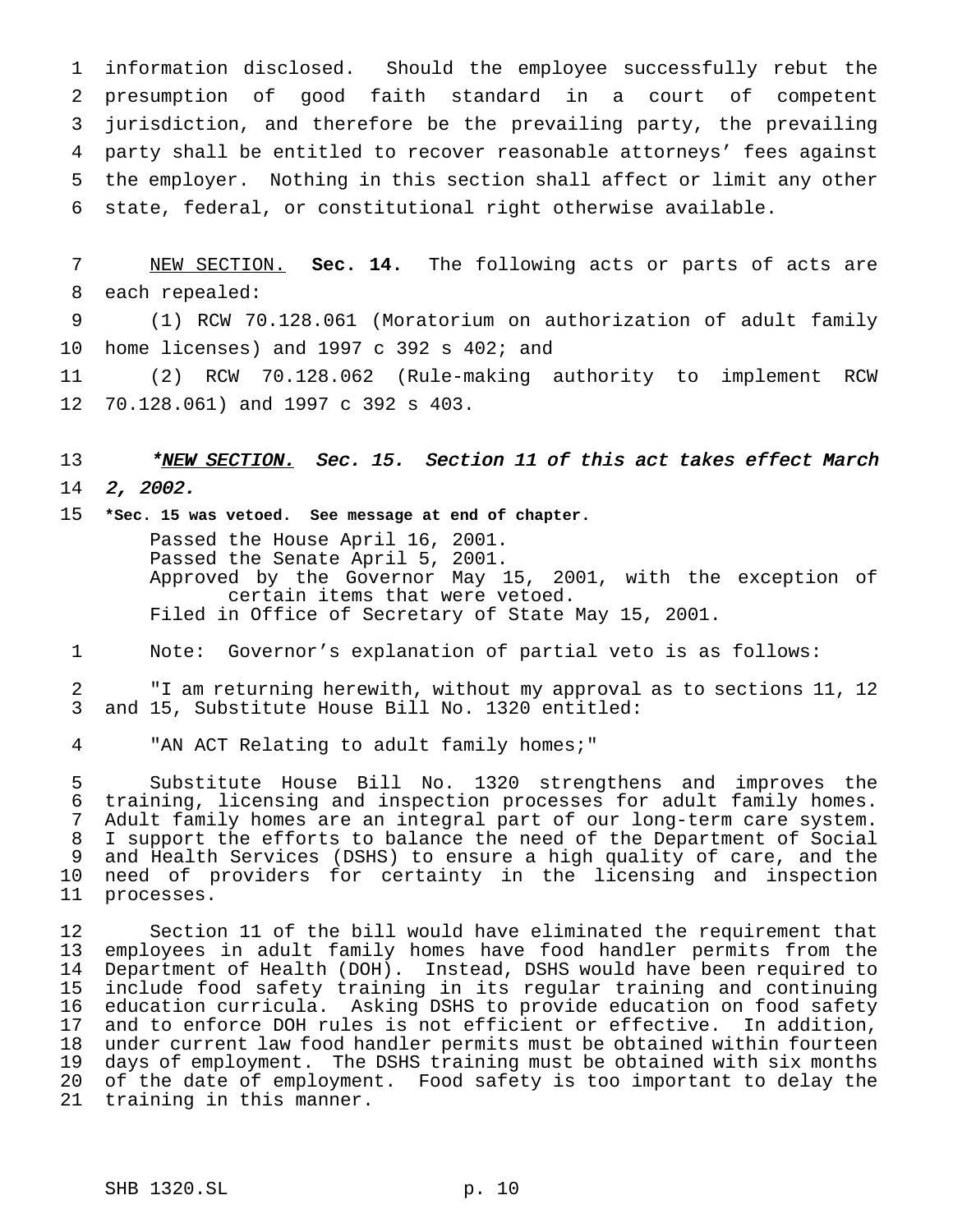information disclosed. Should the employee successfully rebut the presumption of good faith standard in a court of competent jurisdiction, and therefore be the prevailing party, the prevailing party shall be entitled to recover reasonable attorneys' fees against the employer. Nothing in this section shall affect or limit any other state, federal, or constitutional right otherwise available.

NEW SECTION. **Sec. 14.** The following acts or parts of acts are each repealed:

(1) RCW 70.128.061 (Moratorium on authorization of adult family home licenses) and 1997 c 392 s 402; and

(2) RCW 70.128.062 (Rule-making authority to implement RCW 70.128.061) and 1997 c 392 s 403.

***NEW SECTION. Sec. 15. Section 11 of this act takes effect March 2, 2002.***

**\*Sec. 15 was vetoed. See message at end of chapter.**

Passed the House April 16, 2001.
Passed the Senate April 5, 2001.
Approved by the Governor May 15, 2001, with the exception of certain items that were vetoed.
Filed in Office of Secretary of State May 15, 2001.

Note: Governor's explanation of partial veto is as follows:

"I am returning herewith, without my approval as to sections 11, 12 and 15, Substitute House Bill No. 1320 entitled:

"AN ACT Relating to adult family homes;"

Substitute House Bill No. 1320 strengthens and improves the training, licensing and inspection processes for adult family homes. Adult family homes are an integral part of our long-term care system. I support the efforts to balance the need of the Department of Social and Health Services (DSHS) to ensure a high quality of care, and the need of providers for certainty in the licensing and inspection processes.

Section 11 of the bill would have eliminated the requirement that employees in adult family homes have food handler permits from the Department of Health (DOH). Instead, DSHS would have been required to include food safety training in its regular training and continuing education curricula. Asking DSHS to provide education on food safety and to enforce DOH rules is not efficient or effective. In addition, under current law food handler permits must be obtained within fourteen days of employment. The DSHS training must be obtained with six months of the date of employment. Food safety is too important to delay the training in this manner.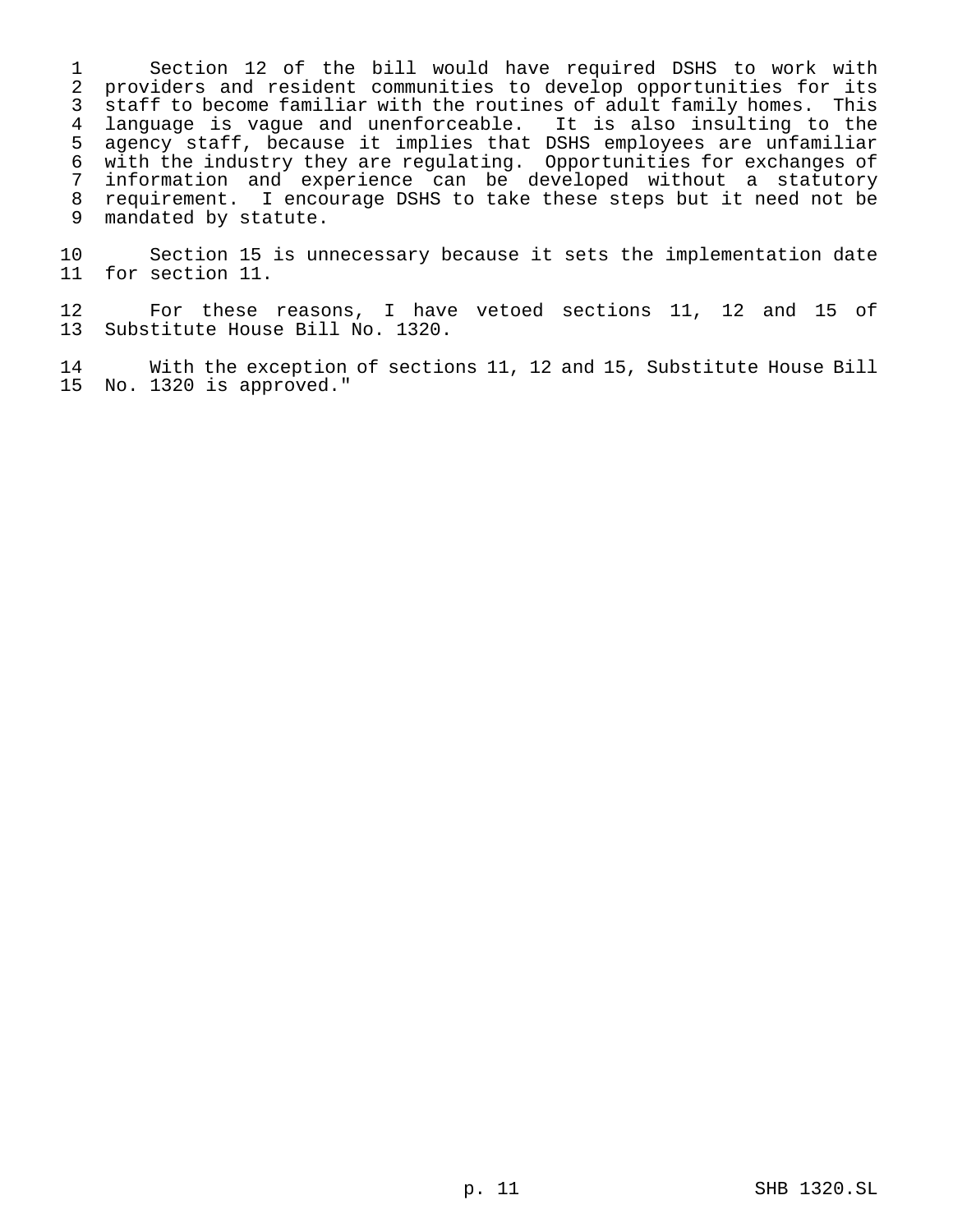Section 12 of the bill would have required DSHS to work with providers and resident communities to develop opportunities for its staff to become familiar with the routines of adult family homes. This language is vague and unenforceable. It is also insulting to the agency staff, because it implies that DSHS employees are unfamiliar with the industry they are regulating. Opportunities for exchanges of information and experience can be developed without a statutory requirement. I encourage DSHS to take these steps but it need not be mandated by statute.

Section 15 is unnecessary because it sets the implementation date for section 11.

For these reasons, I have vetoed sections 11, 12 and 15 of Substitute House Bill No. 1320.

With the exception of sections 11, 12 and 15, Substitute House Bill No. 1320 is approved."